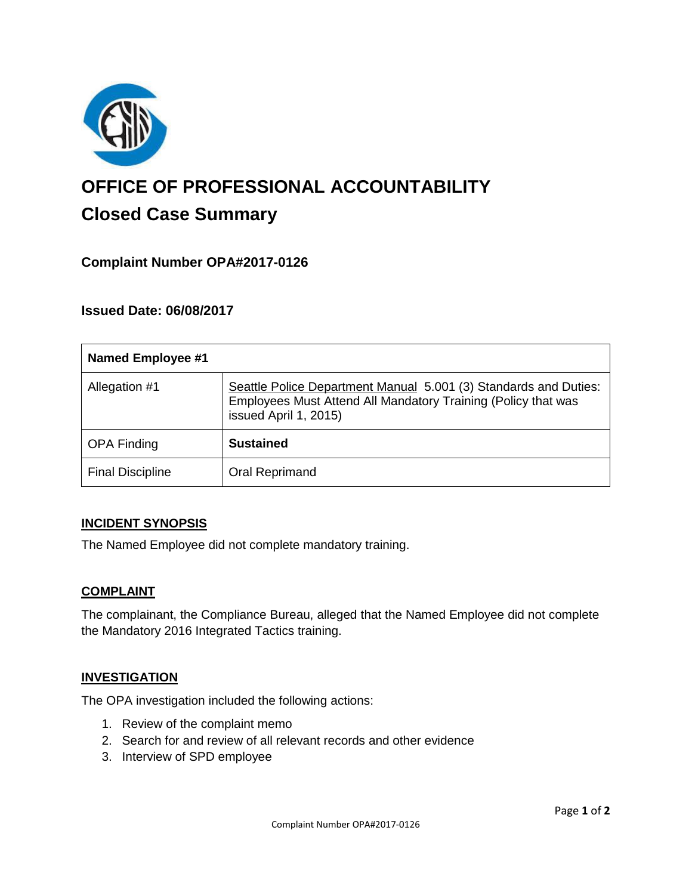# OFFICE OF PROFESSIONAL ACCOUNTABILITY

## Closed Case Summary

### Complaint Number OPA#2017-0126

### Issued Date: 06/08/2017

| Named Employee #1 | |
|---|---|
| Allegation #1 | Seattle Police Department Manual 5.001 (3) Standards and Duties: Employees Must Attend All Mandatory Training (Policy that was issued April 1, 2015) |
| OPA Finding | **Sustained** |
| Final Discipline | Oral Reprimand |

### INCIDENT SYNOPSIS

The Named Employee did not complete mandatory training.

### COMPLAINT

The complainant, the Compliance Bureau, alleged that the Named Employee did not complete the Mandatory 2016 Integrated Tactics training.

### INVESTIGATION

The OPA investigation included the following actions:

1. Review of the complaint memo
2. Search for and review of all relevant records and other evidence
3. Interview of SPD employee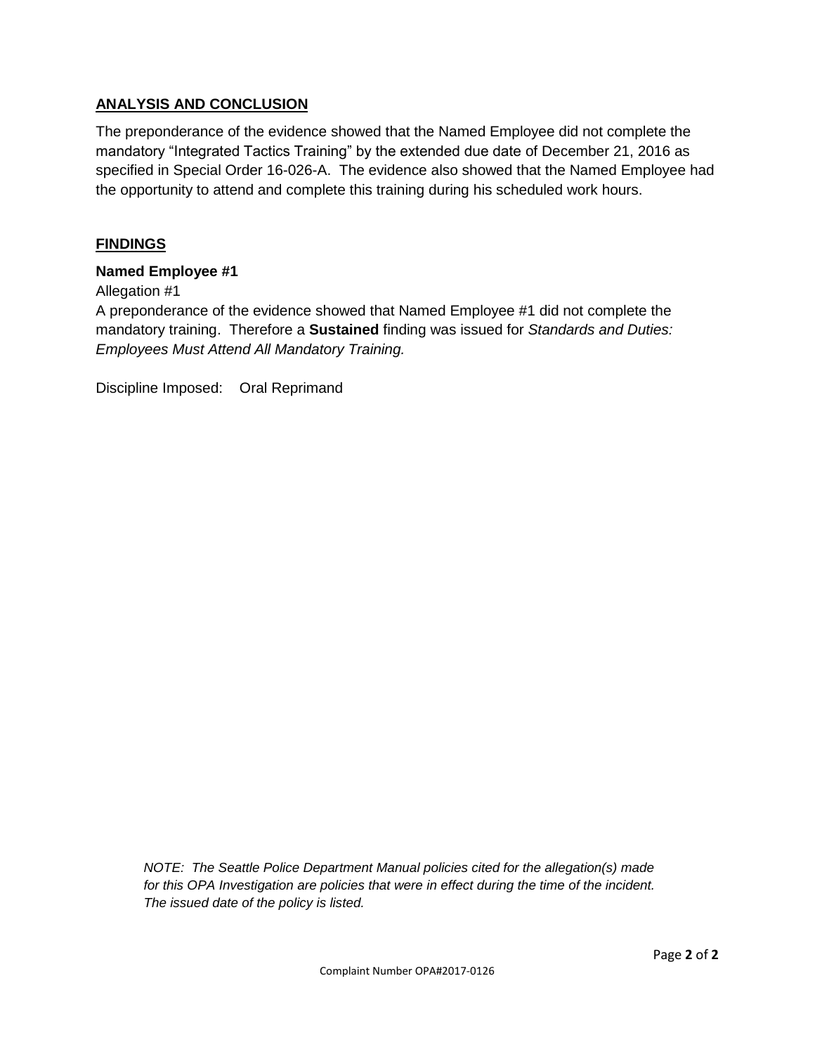## ANALYSIS AND CONCLUSION

The preponderance of the evidence showed that the Named Employee did not complete the mandatory "Integrated Tactics Training" by the extended due date of December 21, 2016 as specified in Special Order 16-026-A. The evidence also showed that the Named Employee had the opportunity to attend and complete this training during his scheduled work hours.

## FINDINGS

**Named Employee #1**

Allegation #1

A preponderance of the evidence showed that Named Employee #1 did not complete the mandatory training. Therefore a **Sustained** finding was issued for *Standards and Duties: Employees Must Attend All Mandatory Training.*

Discipline Imposed: Oral Reprimand

*NOTE: The Seattle Police Department Manual policies cited for the allegation(s) made for this OPA Investigation are policies that were in effect during the time of the incident. The issued date of the policy is listed.*

Complaint Number OPA#2017-0126